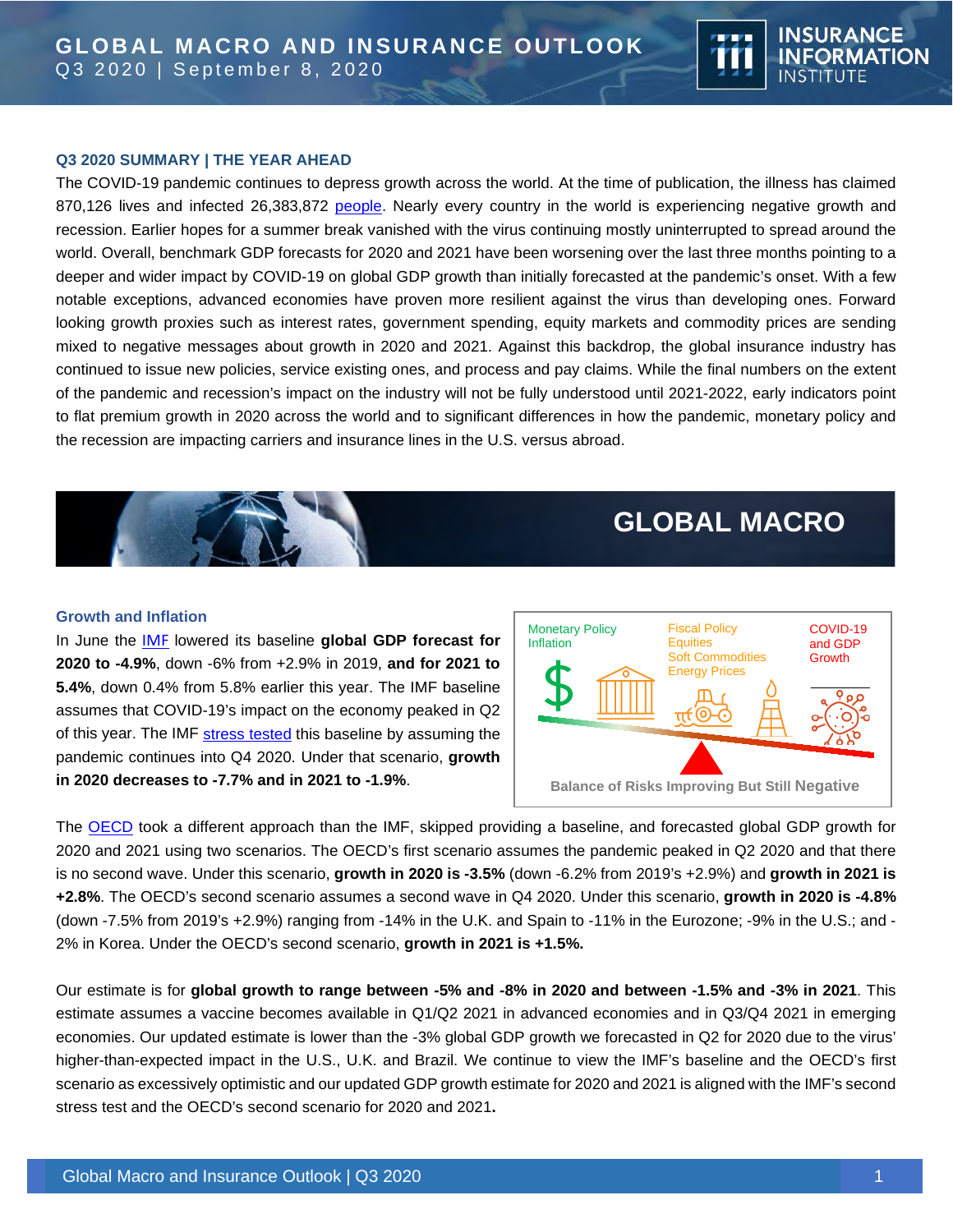# GLOBAL MACRO AND INSURANCE OUTLOOK

Q3 2020 | September 8, 2020

## Q3 2020 SUMMARY | THE YEAR AHEAD

The COVID-19 pandemic continues to depress growth across the world. At the time of publication, the illness has claimed 870,126 lives and infected 26,383,872 people. Nearly every country in the world is experiencing negative growth and recession. Earlier hopes for a summer break vanished with the virus continuing mostly uninterrupted to spread around the world. Overall, benchmark GDP forecasts for 2020 and 2021 have been worsening over the last three months pointing to a deeper and wider impact by COVID-19 on global GDP growth than initially forecasted at the pandemic's onset. With a few notable exceptions, advanced economies have proven more resilient against the virus than developing ones. Forward looking growth proxies such as interest rates, government spending, equity markets and commodity prices are sending mixed to negative messages about growth in 2020 and 2021. Against this backdrop, the global insurance industry has continued to issue new policies, service existing ones, and process and pay claims. While the final numbers on the extent of the pandemic and recession's impact on the industry will not be fully understood until 2021-2022, early indicators point to flat premium growth in 2020 across the world and to significant differences in how the pandemic, monetary policy and the recession are impacting carriers and insurance lines in the U.S. versus abroad.

## GLOBAL MACRO

### Growth and Inflation

In June the IMF lowered its baseline **global GDP forecast for 2020 to -4.9%**, down -6% from +2.9% in 2019, **and for 2021 to 5.4%**, down 0.4% from 5.8% earlier this year. The IMF baseline assumes that COVID-19's impact on the economy peaked in Q2 of this year. The IMF stress tested this baseline by assuming the pandemic continues into Q4 2020. Under that scenario, **growth in 2020 decreases to -7.7% and in 2021 to -1.9%**.

Monetary Policy, Inflation | Fiscal Policy, Equities, Soft Commodities, Energy Prices | COVID-19 and GDP Growth

Balance of Risks Improving But Still Negative

The OECD took a different approach than the IMF, skipped providing a baseline, and forecasted global GDP growth for 2020 and 2021 using two scenarios. The OECD's first scenario assumes the pandemic peaked in Q2 2020 and that there is no second wave. Under this scenario, **growth in 2020 is -3.5%** (down -6.2% from 2019's +2.9%) and **growth in 2021 is +2.8%**. The OECD's second scenario assumes a second wave in Q4 2020. Under this scenario, **growth in 2020 is -4.8%** (down -7.5% from 2019's +2.9%) ranging from -14% in the U.K. and Spain to -11% in the Eurozone; -9% in the U.S.; and -2% in Korea. Under the OECD's second scenario, **growth in 2021 is +1.5%.**

Our estimate is for **global growth to range between -5% and -8% in 2020 and between -1.5% and -3% in 2021**. This estimate assumes a vaccine becomes available in Q1/Q2 2021 in advanced economies and in Q3/Q4 2021 in emerging economies. Our updated estimate is lower than the -3% global GDP growth we forecasted in Q2 for 2020 due to the virus' higher-than-expected impact in the U.S., U.K. and Brazil. We continue to view the IMF's baseline and the OECD's first scenario as excessively optimistic and our updated GDP growth estimate for 2020 and 2021 is aligned with the IMF's second stress test and the OECD's second scenario for 2020 and 2021**.**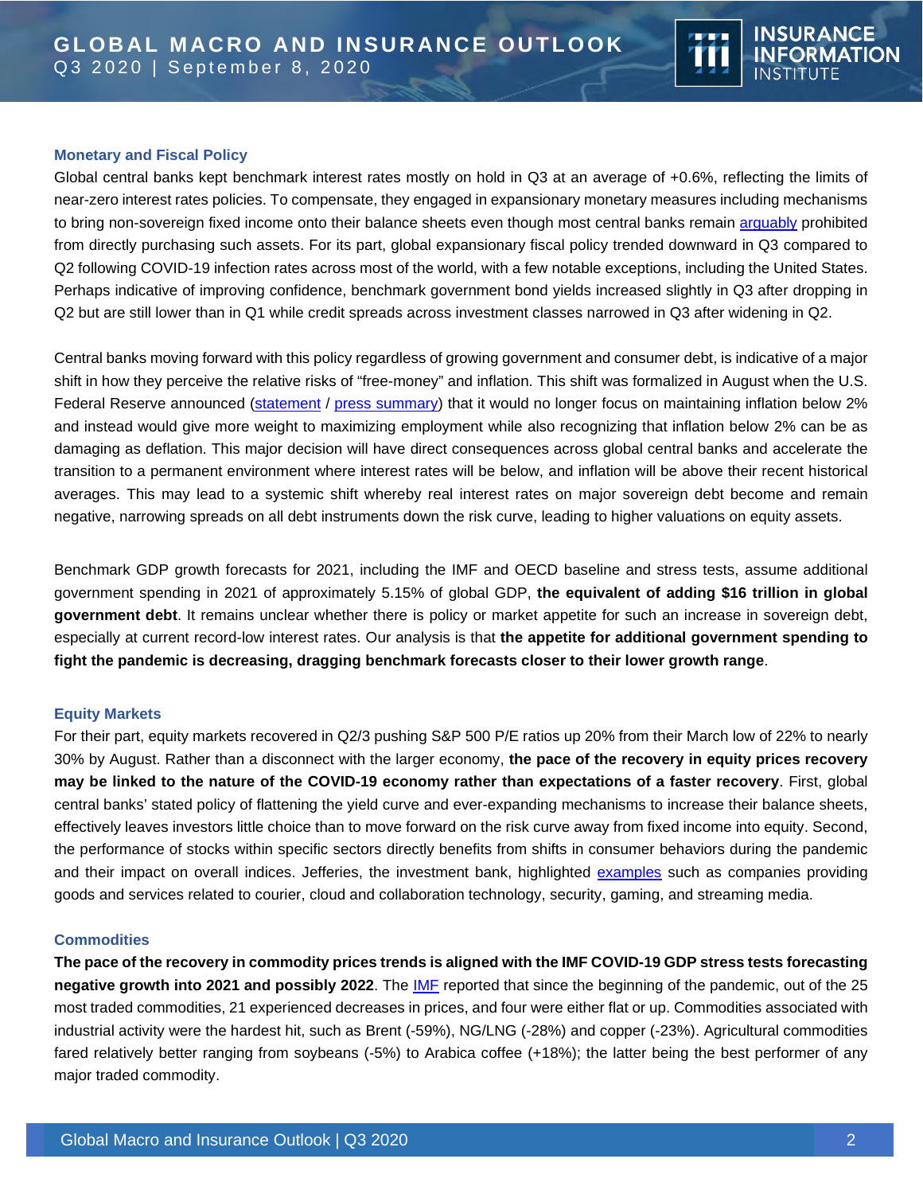### Monetary and Fiscal Policy

Global central banks kept benchmark interest rates mostly on hold in Q3 at an average of +0.6%, reflecting the limits of near-zero interest rates policies. To compensate, they engaged in expansionary monetary measures including mechanisms to bring non-sovereign fixed income onto their balance sheets even though most central banks remain arguably prohibited from directly purchasing such assets. For its part, global expansionary fiscal policy trended downward in Q3 compared to Q2 following COVID-19 infection rates across most of the world, with a few notable exceptions, including the United States. Perhaps indicative of improving confidence, benchmark government bond yields increased slightly in Q3 after dropping in Q2 but are still lower than in Q1 while credit spreads across investment classes narrowed in Q3 after widening in Q2.

Central banks moving forward with this policy regardless of growing government and consumer debt, is indicative of a major shift in how they perceive the relative risks of "free-money" and inflation. This shift was formalized in August when the U.S. Federal Reserve announced (statement / press summary) that it would no longer focus on maintaining inflation below 2% and instead would give more weight to maximizing employment while also recognizing that inflation below 2% can be as damaging as deflation. This major decision will have direct consequences across global central banks and accelerate the transition to a permanent environment where interest rates will be below, and inflation will be above their recent historical averages. This may lead to a systemic shift whereby real interest rates on major sovereign debt become and remain negative, narrowing spreads on all debt instruments down the risk curve, leading to higher valuations on equity assets.

Benchmark GDP growth forecasts for 2021, including the IMF and OECD baseline and stress tests, assume additional government spending in 2021 of approximately 5.15% of global GDP, **the equivalent of adding $16 trillion in global government debt**. It remains unclear whether there is policy or market appetite for such an increase in sovereign debt, especially at current record-low interest rates. Our analysis is that **the appetite for additional government spending to fight the pandemic is decreasing, dragging benchmark forecasts closer to their lower growth range**.

### Equity Markets

For their part, equity markets recovered in Q2/3 pushing S&P 500 P/E ratios up 20% from their March low of 22% to nearly 30% by August. Rather than a disconnect with the larger economy, **the pace of the recovery in equity prices recovery may be linked to the nature of the COVID-19 economy rather than expectations of a faster recovery**. First, global central banks' stated policy of flattening the yield curve and ever-expanding mechanisms to increase their balance sheets, effectively leaves investors little choice than to move forward on the risk curve away from fixed income into equity. Second, the performance of stocks within specific sectors directly benefits from shifts in consumer behaviors during the pandemic and their impact on overall indices. Jefferies, the investment bank, highlighted examples such as companies providing goods and services related to courier, cloud and collaboration technology, security, gaming, and streaming media.

### Commodities

**The pace of the recovery in commodity prices trends is aligned with the IMF COVID-19 GDP stress tests forecasting negative growth into 2021 and possibly 2022**. The IMF reported that since the beginning of the pandemic, out of the 25 most traded commodities, 21 experienced decreases in prices, and four were either flat or up. Commodities associated with industrial activity were the hardest hit, such as Brent (-59%), NG/LNG (-28%) and copper (-23%). Agricultural commodities fared relatively better ranging from soybeans (-5%) to Arabica coffee (+18%); the latter being the best performer of any major traded commodity.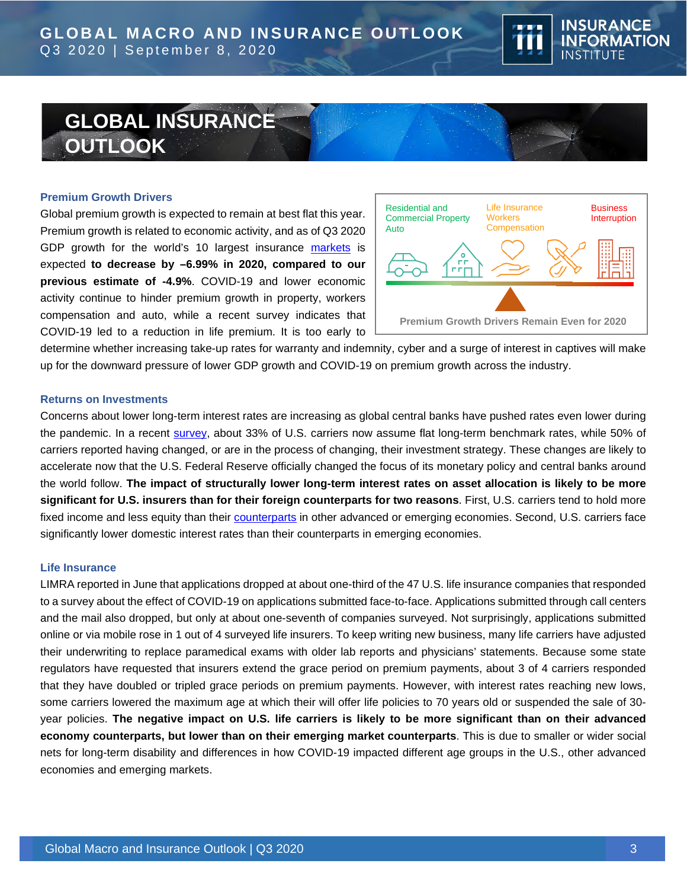# GLOBAL INSURANCE OUTLOOK

### Premium Growth Drivers

Global premium growth is expected to remain at best flat this year. Premium growth is related to economic activity, and as of Q3 2020 GDP growth for the world's 10 largest insurance markets is expected **to decrease by –6.99% in 2020, compared to our previous estimate of -4.9%**. COVID-19 and lower economic activity continue to hinder premium growth in property, workers compensation and auto, while a recent survey indicates that COVID-19 led to a reduction in life premium. It is too early to determine whether increasing take-up rates for warranty and indemnity, cyber and a surge of interest in captives will make up for the downward pressure of lower GDP growth and COVID-19 on premium growth across the industry.

Residential and Commercial Property
Auto
Life Insurance
Workers Compensation
Business Interruption

Premium Growth Drivers Remain Even for 2020

### Returns on Investments

Concerns about lower long-term interest rates are increasing as global central banks have pushed rates even lower during the pandemic. In a recent survey, about 33% of U.S. carriers now assume flat long-term benchmark rates, while 50% of carriers reported having changed, or are in the process of changing, their investment strategy. These changes are likely to accelerate now that the U.S. Federal Reserve officially changed the focus of its monetary policy and central banks around the world follow. **The impact of structurally lower long-term interest rates on asset allocation is likely to be more significant for U.S. insurers than for their foreign counterparts for two reasons**. First, U.S. carriers tend to hold more fixed income and less equity than their counterparts in other advanced or emerging economies. Second, U.S. carriers face significantly lower domestic interest rates than their counterparts in emerging economies.

### Life Insurance

LIMRA reported in June that applications dropped at about one-third of the 47 U.S. life insurance companies that responded to a survey about the effect of COVID-19 on applications submitted face-to-face. Applications submitted through call centers and the mail also dropped, but only at about one-seventh of companies surveyed. Not surprisingly, applications submitted online or via mobile rose in 1 out of 4 surveyed life insurers. To keep writing new business, many life carriers have adjusted their underwriting to replace paramedical exams with older lab reports and physicians' statements. Because some state regulators have requested that insurers extend the grace period on premium payments, about 3 of 4 carriers responded that they have doubled or tripled grace periods on premium payments. However, with interest rates reaching new lows, some carriers lowered the maximum age at which their will offer life policies to 70 years old or suspended the sale of 30-year policies. **The negative impact on U.S. life carriers is likely to be more significant than on their advanced economy counterparts, but lower than on their emerging market counterparts**. This is due to smaller or wider social nets for long-term disability and differences in how COVID-19 impacted different age groups in the U.S., other advanced economies and emerging markets.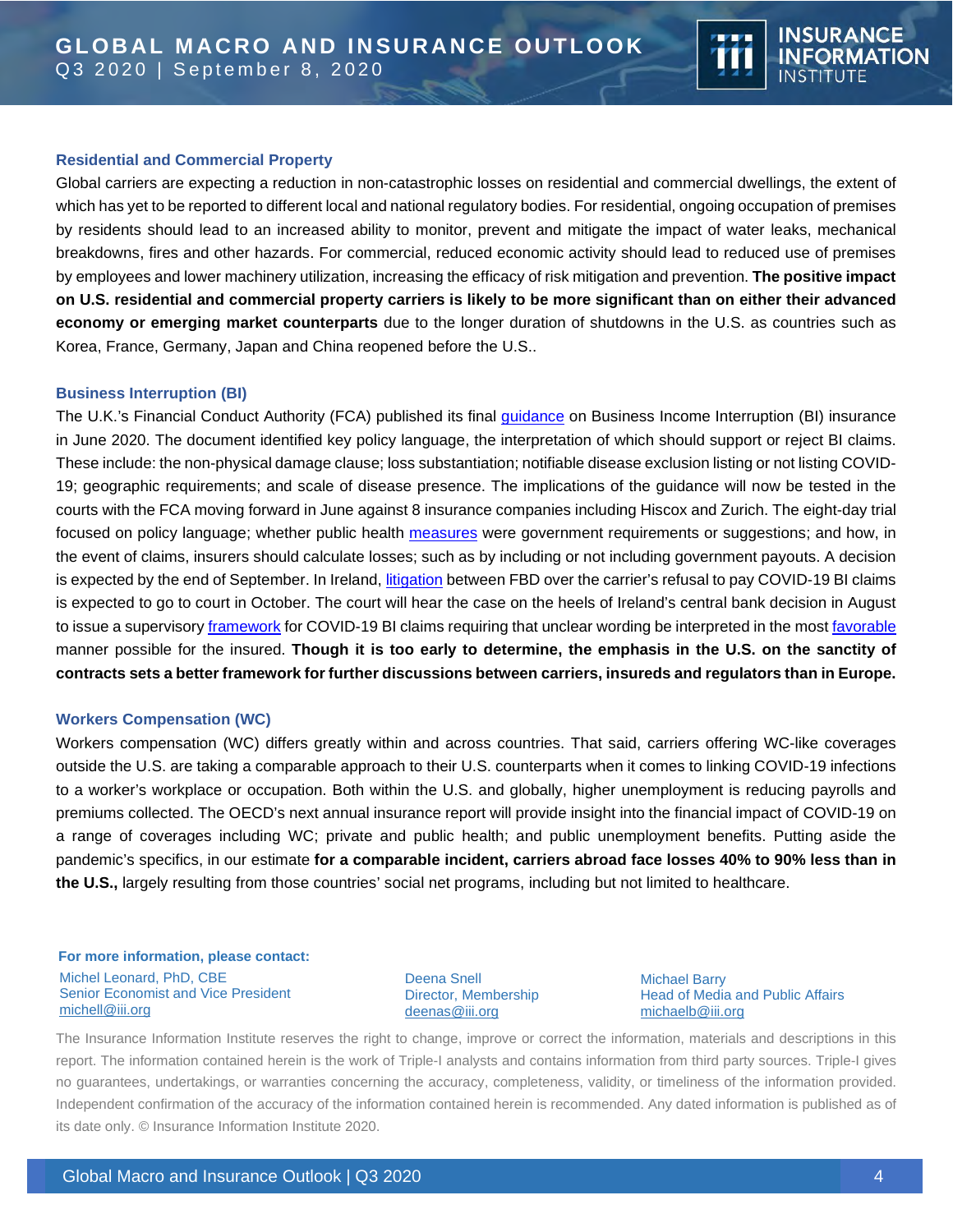### Residential and Commercial Property

Global carriers are expecting a reduction in non-catastrophic losses on residential and commercial dwellings, the extent of which has yet to be reported to different local and national regulatory bodies. For residential, ongoing occupation of premises by residents should lead to an increased ability to monitor, prevent and mitigate the impact of water leaks, mechanical breakdowns, fires and other hazards. For commercial, reduced economic activity should lead to reduced use of premises by employees and lower machinery utilization, increasing the efficacy of risk mitigation and prevention. **The positive impact on U.S. residential and commercial property carriers is likely to be more significant than on either their advanced economy or emerging market counterparts** due to the longer duration of shutdowns in the U.S. as countries such as Korea, France, Germany, Japan and China reopened before the U.S..

### Business Interruption (BI)

The U.K.'s Financial Conduct Authority (FCA) published its final guidance on Business Income Interruption (BI) insurance in June 2020. The document identified key policy language, the interpretation of which should support or reject BI claims. These include: the non-physical damage clause; loss substantiation; notifiable disease exclusion listing or not listing COVID-19; geographic requirements; and scale of disease presence. The implications of the guidance will now be tested in the courts with the FCA moving forward in June against 8 insurance companies including Hiscox and Zurich. The eight-day trial focused on policy language; whether public health measures were government requirements or suggestions; and how, in the event of claims, insurers should calculate losses; such as by including or not including government payouts. A decision is expected by the end of September. In Ireland, litigation between FBD over the carrier's refusal to pay COVID-19 BI claims is expected to go to court in October. The court will hear the case on the heels of Ireland's central bank decision in August to issue a supervisory framework for COVID-19 BI claims requiring that unclear wording be interpreted in the most favorable manner possible for the insured. **Though it is too early to determine, the emphasis in the U.S. on the sanctity of contracts sets a better framework for further discussions between carriers, insureds and regulators than in Europe.**

### Workers Compensation (WC)

Workers compensation (WC) differs greatly within and across countries. That said, carriers offering WC-like coverages outside the U.S. are taking a comparable approach to their U.S. counterparts when it comes to linking COVID-19 infections to a worker's workplace or occupation. Both within the U.S. and globally, higher unemployment is reducing payrolls and premiums collected. The OECD's next annual insurance report will provide insight into the financial impact of COVID-19 on a range of coverages including WC; private and public health; and public unemployment benefits. Putting aside the pandemic's specifics, in our estimate **for a comparable incident, carriers abroad face losses 40% to 90% less than in the U.S.,** largely resulting from those countries' social net programs, including but not limited to healthcare.

**For more information, please contact:**

Michel Leonard, PhD, CBE
Senior Economist and Vice President
michell@iii.org

Deena Snell
Director, Membership
deenas@iii.org

Michael Barry
Head of Media and Public Affairs
michaelb@iii.org

The Insurance Information Institute reserves the right to change, improve or correct the information, materials and descriptions in this report. The information contained herein is the work of Triple-I analysts and contains information from third party sources. Triple-I gives no guarantees, undertakings, or warranties concerning the accuracy, completeness, validity, or timeliness of the information provided. Independent confirmation of the accuracy of the information contained herein is recommended. Any dated information is published as of its date only. © Insurance Information Institute 2020.